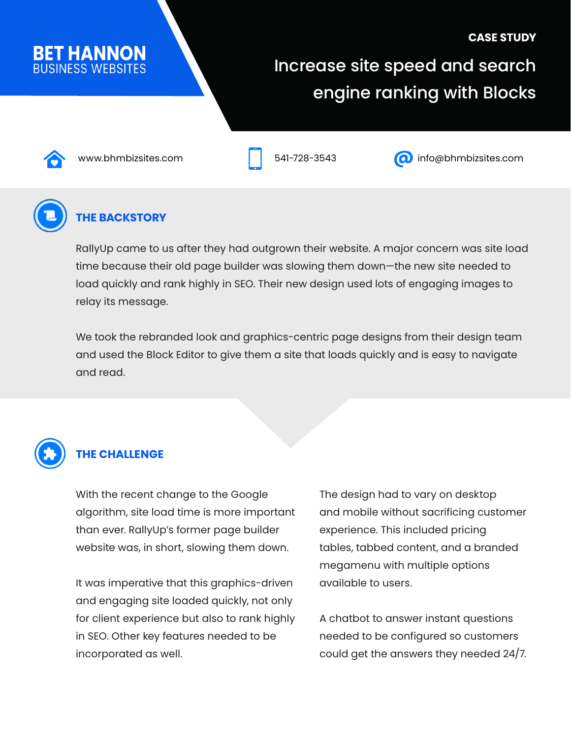**BET HANNON**
BUSINESS WEBSITES

CASE STUDY

# Increase site speed and search engine ranking with Blocks

www.bhmbizsites.com

541-728-3543

info@bhmbizsites.com

## THE BACKSTORY

RallyUp came to us after they had outgrown their website. A major concern was site load time because their old page builder was slowing them down—the new site needed to load quickly and rank highly in SEO. Their new design used lots of engaging images to relay its message.

We took the rebranded look and graphics-centric page designs from their design team and used the Block Editor to give them a site that loads quickly and is easy to navigate and read.

## THE CHALLENGE

With the recent change to the Google algorithm, site load time is more important than ever. RallyUp's former page builder website was, in short, slowing them down.

It was imperative that this graphics-driven and engaging site loaded quickly, not only for client experience but also to rank highly in SEO. Other key features needed to be incorporated as well.

The design had to vary on desktop and mobile without sacrificing customer experience. This included pricing tables, tabbed content, and a branded megamenu with multiple options available to users.

A chatbot to answer instant questions needed to be configured so customers could get the answers they needed 24/7.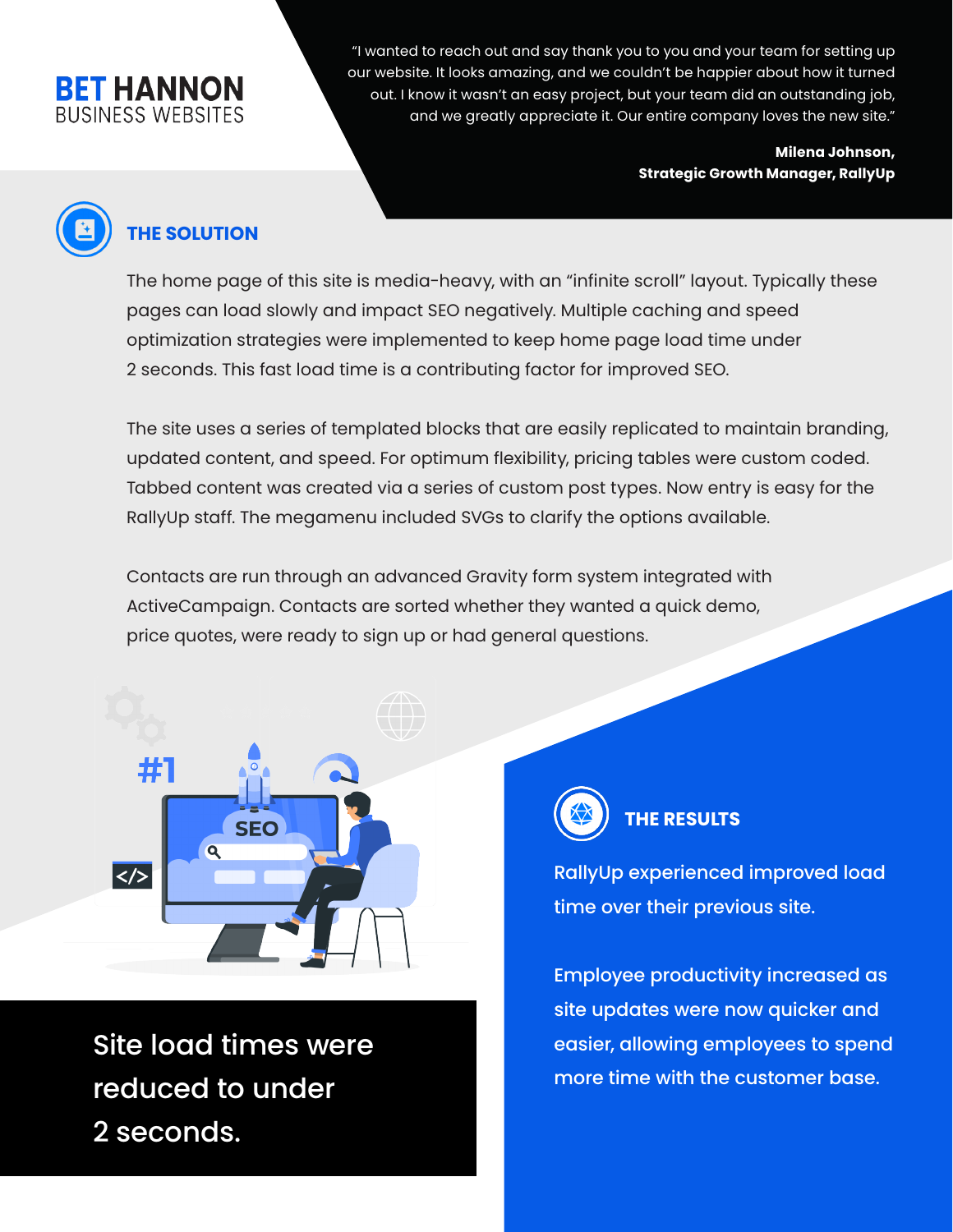**BET HANNON**
BUSINESS WEBSITES

"I wanted to reach out and say thank you to you and your team for setting up our website. It looks amazing, and we couldn't be happier about how it turned out. I know it wasn't an easy project, but your team did an outstanding job, and we greatly appreciate it. Our entire company loves the new site."

**Milena Johnson,**
**Strategic Growth Manager, RallyUp**

## THE SOLUTION

The home page of this site is media-heavy, with an "infinite scroll" layout. Typically these pages can load slowly and impact SEO negatively. Multiple caching and speed optimization strategies were implemented to keep home page load time under 2 seconds. This fast load time is a contributing factor for improved SEO.

The site uses a series of templated blocks that are easily replicated to maintain branding, updated content, and speed. For optimum flexibility, pricing tables were custom coded. Tabbed content was created via a series of custom post types. Now entry is easy for the RallyUp staff. The megamenu included SVGs to clarify the options available.

Contacts are run through an advanced Gravity form system integrated with ActiveCampaign. Contacts are sorted whether they wanted a quick demo, price quotes, were ready to sign up or had general questions.

Site load times were reduced to under 2 seconds.

## THE RESULTS

RallyUp experienced improved load time over their previous site.

Employee productivity increased as site updates were now quicker and easier, allowing employees to spend more time with the customer base.